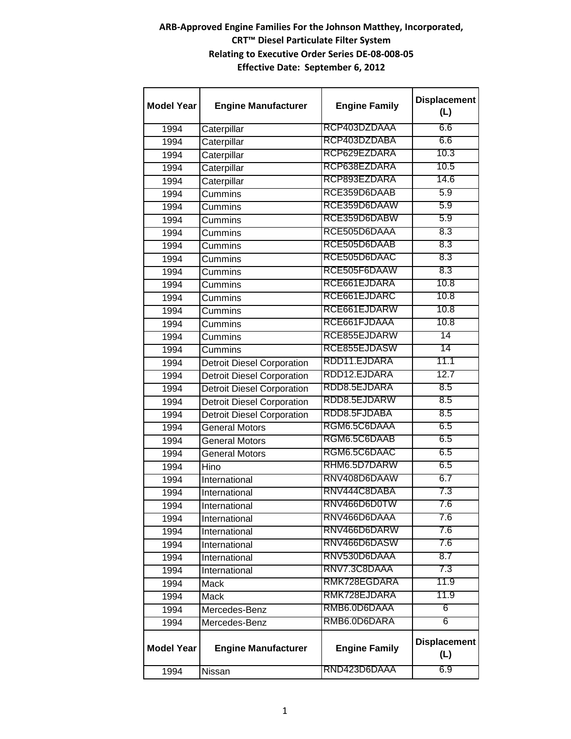**ARB-Approved Engine Families For the Johnson Matthey, Incorporated, CRT™ Diesel Particulate Filter System**

**Relating to Executive Order Series DE-08-008-05**

**Effective Date: September 6, 2012**

| Model Year | Engine Manufacturer | Engine Family | Displacement (L) |
|---|---|---|---|
| 1994 | Caterpillar | RCP403DZDAAA | 6.6 |
| 1994 | Caterpillar | RCP403DZDABA | 6.6 |
| 1994 | Caterpillar | RCP629EZDARA | 10.3 |
| 1994 | Caterpillar | RCP638EZDARA | 10.5 |
| 1994 | Caterpillar | RCP893EZDARA | 14.6 |
| 1994 | Cummins | RCE359D6DAAB | 5.9 |
| 1994 | Cummins | RCE359D6DAAW | 5.9 |
| 1994 | Cummins | RCE359D6DABW | 5.9 |
| 1994 | Cummins | RCE505D6DAAA | 8.3 |
| 1994 | Cummins | RCE505D6DAAB | 8.3 |
| 1994 | Cummins | RCE505D6DAAC | 8.3 |
| 1994 | Cummins | RCE505F6DAAW | 8.3 |
| 1994 | Cummins | RCE661EJDARA | 10.8 |
| 1994 | Cummins | RCE661EJDARC | 10.8 |
| 1994 | Cummins | RCE661EJDARW | 10.8 |
| 1994 | Cummins | RCE661FJDAAA | 10.8 |
| 1994 | Cummins | RCE855EJDARW | 14 |
| 1994 | Cummins | RCE855EJDASW | 14 |
| 1994 | Detroit Diesel Corporation | RDD11.EJDARA | 11.1 |
| 1994 | Detroit Diesel Corporation | RDD12.EJDARA | 12.7 |
| 1994 | Detroit Diesel Corporation | RDD8.5EJDARA | 8.5 |
| 1994 | Detroit Diesel Corporation | RDD8.5EJDARW | 8.5 |
| 1994 | Detroit Diesel Corporation | RDD8.5FJDABA | 8.5 |
| 1994 | General Motors | RGM6.5C6DAAA | 6.5 |
| 1994 | General Motors | RGM6.5C6DAAB | 6.5 |
| 1994 | General Motors | RGM6.5C6DAAC | 6.5 |
| 1994 | Hino | RHM6.5D7DARW | 6.5 |
| 1994 | International | RNV408D6DAAW | 6.7 |
| 1994 | International | RNV444C8DABA | 7.3 |
| 1994 | International | RNV466D6D0TW | 7.6 |
| 1994 | International | RNV466D6DAAA | 7.6 |
| 1994 | International | RNV466D6DARW | 7.6 |
| 1994 | International | RNV466D6DASW | 7.6 |
| 1994 | International | RNV530D6DAAA | 8.7 |
| 1994 | International | RNV7.3C8DAAA | 7.3 |
| 1994 | Mack | RMK728EGDARA | 11.9 |
| 1994 | Mack | RMK728EJDARA | 11.9 |
| 1994 | Mercedes-Benz | RMB6.0D6DAAA | 6 |
| 1994 | Mercedes-Benz | RMB6.0D6DARA | 6 |
| 1994 | Nissan | RND423D6DAAA | 6.9 |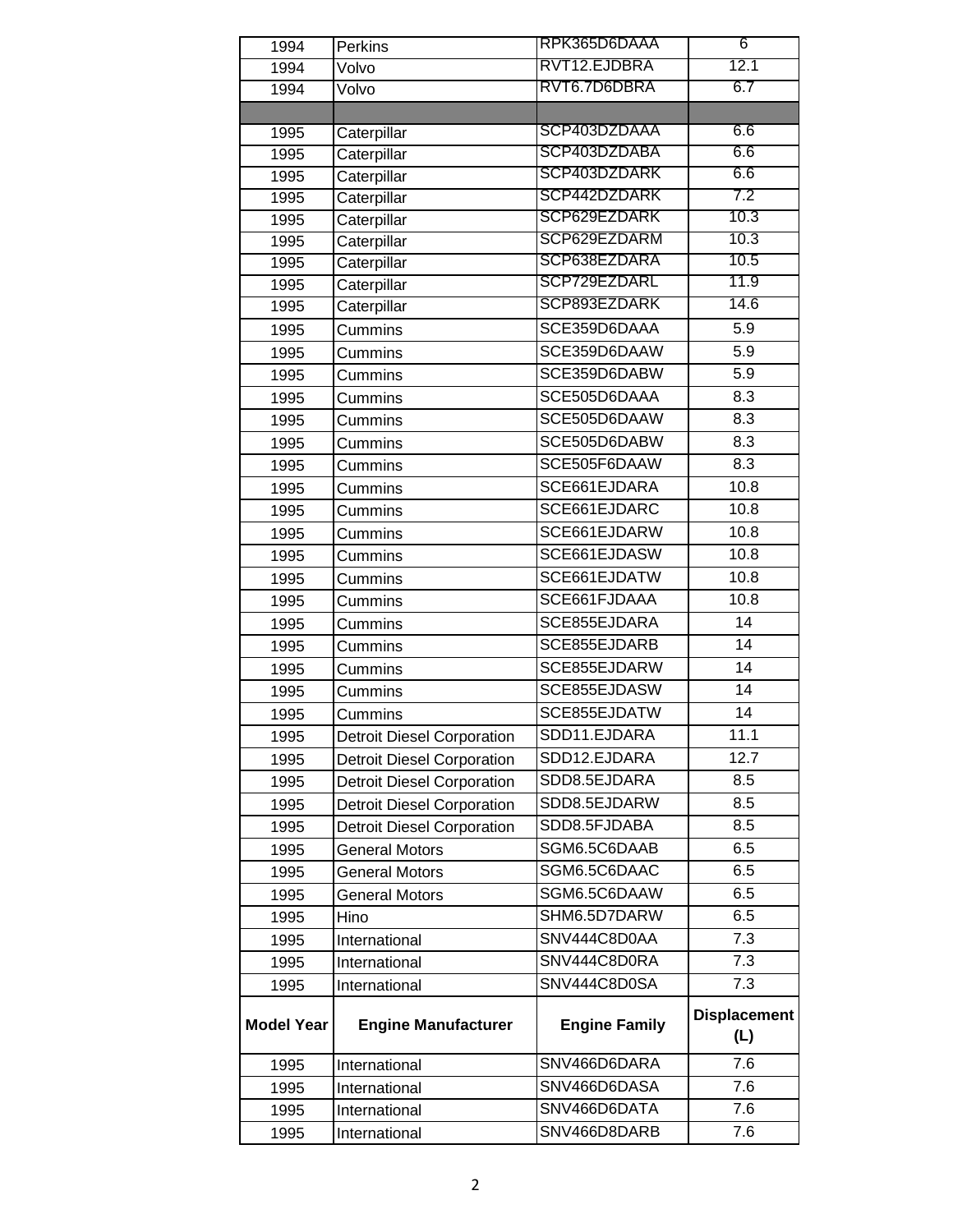| Model Year | Engine Manufacturer | Engine Family | Displacement (L) |
|---|---|---|---|
| 1994 | Perkins | RPK365D6DAAA | 6 |
| 1994 | Volvo | RVT12.EJDBRA | 12.1 |
| 1994 | Volvo | RVT6.7D6DBRA | 6.7 |
| | | | |
| 1995 | Caterpillar | SCP403DZDAAA | 6.6 |
| 1995 | Caterpillar | SCP403DZDABA | 6.6 |
| 1995 | Caterpillar | SCP403DZDARK | 6.6 |
| 1995 | Caterpillar | SCP442DZDARK | 7.2 |
| 1995 | Caterpillar | SCP629EZDARK | 10.3 |
| 1995 | Caterpillar | SCP629EZDARM | 10.3 |
| 1995 | Caterpillar | SCP638EZDARA | 10.5 |
| 1995 | Caterpillar | SCP729EZDARL | 11.9 |
| 1995 | Caterpillar | SCP893EZDARK | 14.6 |
| 1995 | Cummins | SCE359D6DAAA | 5.9 |
| 1995 | Cummins | SCE359D6DAAW | 5.9 |
| 1995 | Cummins | SCE359D6DABW | 5.9 |
| 1995 | Cummins | SCE505D6DAAA | 8.3 |
| 1995 | Cummins | SCE505D6DAAW | 8.3 |
| 1995 | Cummins | SCE505D6DABW | 8.3 |
| 1995 | Cummins | SCE505F6DAAW | 8.3 |
| 1995 | Cummins | SCE661EJDARA | 10.8 |
| 1995 | Cummins | SCE661EJDARC | 10.8 |
| 1995 | Cummins | SCE661EJDARW | 10.8 |
| 1995 | Cummins | SCE661EJDASW | 10.8 |
| 1995 | Cummins | SCE661EJDATW | 10.8 |
| 1995 | Cummins | SCE661FJDAAA | 10.8 |
| 1995 | Cummins | SCE855EJDARA | 14 |
| 1995 | Cummins | SCE855EJDARB | 14 |
| 1995 | Cummins | SCE855EJDARW | 14 |
| 1995 | Cummins | SCE855EJDASW | 14 |
| 1995 | Cummins | SCE855EJDATW | 14 |
| 1995 | Detroit Diesel Corporation | SDD11.EJDARA | 11.1 |
| 1995 | Detroit Diesel Corporation | SDD12.EJDARA | 12.7 |
| 1995 | Detroit Diesel Corporation | SDD8.5EJDARA | 8.5 |
| 1995 | Detroit Diesel Corporation | SDD8.5EJDARW | 8.5 |
| 1995 | Detroit Diesel Corporation | SDD8.5FJDABA | 8.5 |
| 1995 | General Motors | SGM6.5C6DAAB | 6.5 |
| 1995 | General Motors | SGM6.5C6DAAC | 6.5 |
| 1995 | General Motors | SGM6.5C6DAAW | 6.5 |
| 1995 | Hino | SHM6.5D7DARW | 6.5 |
| 1995 | International | SNV444C8D0AA | 7.3 |
| 1995 | International | SNV444C8D0RA | 7.3 |
| 1995 | International | SNV444C8D0SA | 7.3 |
| 1995 | International | SNV466D6DARA | 7.6 |
| 1995 | International | SNV466D6DASA | 7.6 |
| 1995 | International | SNV466D6DATA | 7.6 |
| 1995 | International | SNV466D8DARB | 7.6 |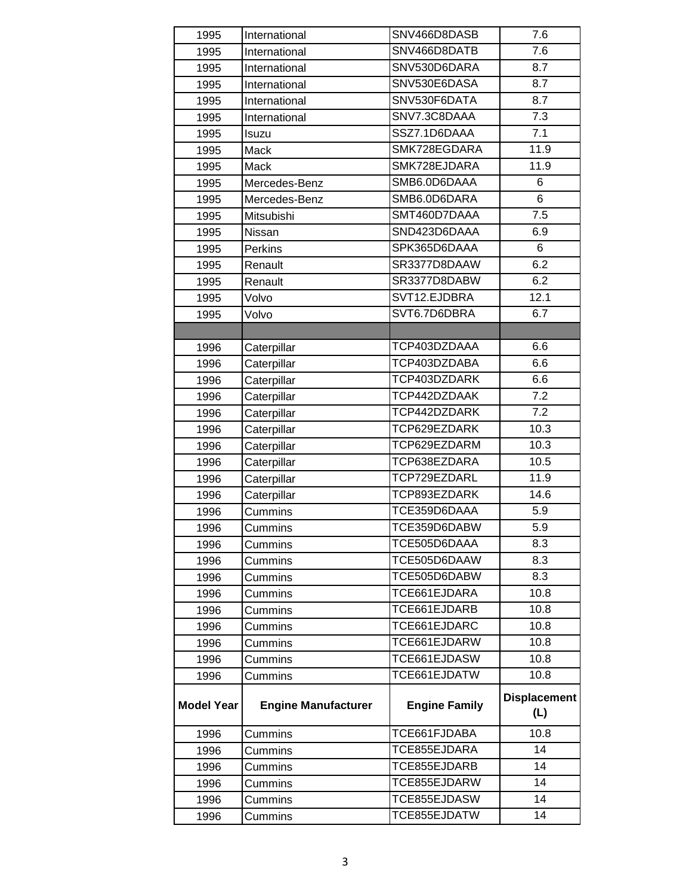| Model Year | Engine Manufacturer | Engine Family | Displacement (L) |
|---|---|---|---|
| 1995 | International | SNV466D8DASB | 7.6 |
| 1995 | International | SNV466D8DATB | 7.6 |
| 1995 | International | SNV530D6DARA | 8.7 |
| 1995 | International | SNV530E6DASA | 8.7 |
| 1995 | International | SNV530F6DATA | 8.7 |
| 1995 | International | SNV7.3C8DAAA | 7.3 |
| 1995 | Isuzu | SSZ7.1D6DAAA | 7.1 |
| 1995 | Mack | SMK728EGDARA | 11.9 |
| 1995 | Mack | SMK728EJDARA | 11.9 |
| 1995 | Mercedes-Benz | SMB6.0D6DAAA | 6 |
| 1995 | Mercedes-Benz | SMB6.0D6DARA | 6 |
| 1995 | Mitsubishi | SMT460D7DAAA | 7.5 |
| 1995 | Nissan | SND423D6DAAA | 6.9 |
| 1995 | Perkins | SPK365D6DAAA | 6 |
| 1995 | Renault | SR3377D8DAAW | 6.2 |
| 1995 | Renault | SR3377D8DABW | 6.2 |
| 1995 | Volvo | SVT12.EJDBRA | 12.1 |
| 1995 | Volvo | SVT6.7D6DBRA | 6.7 |
| | | | |
| 1996 | Caterpillar | TCP403DZDAAA | 6.6 |
| 1996 | Caterpillar | TCP403DZDABA | 6.6 |
| 1996 | Caterpillar | TCP403DZDARK | 6.6 |
| 1996 | Caterpillar | TCP442DZDAAK | 7.2 |
| 1996 | Caterpillar | TCP442DZDARK | 7.2 |
| 1996 | Caterpillar | TCP629EZDARK | 10.3 |
| 1996 | Caterpillar | TCP629EZDARM | 10.3 |
| 1996 | Caterpillar | TCP638EZDARA | 10.5 |
| 1996 | Caterpillar | TCP729EZDARL | 11.9 |
| 1996 | Caterpillar | TCP893EZDARK | 14.6 |
| 1996 | Cummins | TCE359D6DAAA | 5.9 |
| 1996 | Cummins | TCE359D6DABW | 5.9 |
| 1996 | Cummins | TCE505D6DAAA | 8.3 |
| 1996 | Cummins | TCE505D6DAAW | 8.3 |
| 1996 | Cummins | TCE505D6DABW | 8.3 |
| 1996 | Cummins | TCE661EJDARA | 10.8 |
| 1996 | Cummins | TCE661EJDARB | 10.8 |
| 1996 | Cummins | TCE661EJDARC | 10.8 |
| 1996 | Cummins | TCE661EJDARW | 10.8 |
| 1996 | Cummins | TCE661EJDASW | 10.8 |
| 1996 | Cummins | TCE661EJDATW | 10.8 |
| 1996 | Cummins | TCE661FJDABA | 10.8 |
| 1996 | Cummins | TCE855EJDARA | 14 |
| 1996 | Cummins | TCE855EJDARB | 14 |
| 1996 | Cummins | TCE855EJDARW | 14 |
| 1996 | Cummins | TCE855EJDASW | 14 |
| 1996 | Cummins | TCE855EJDATW | 14 |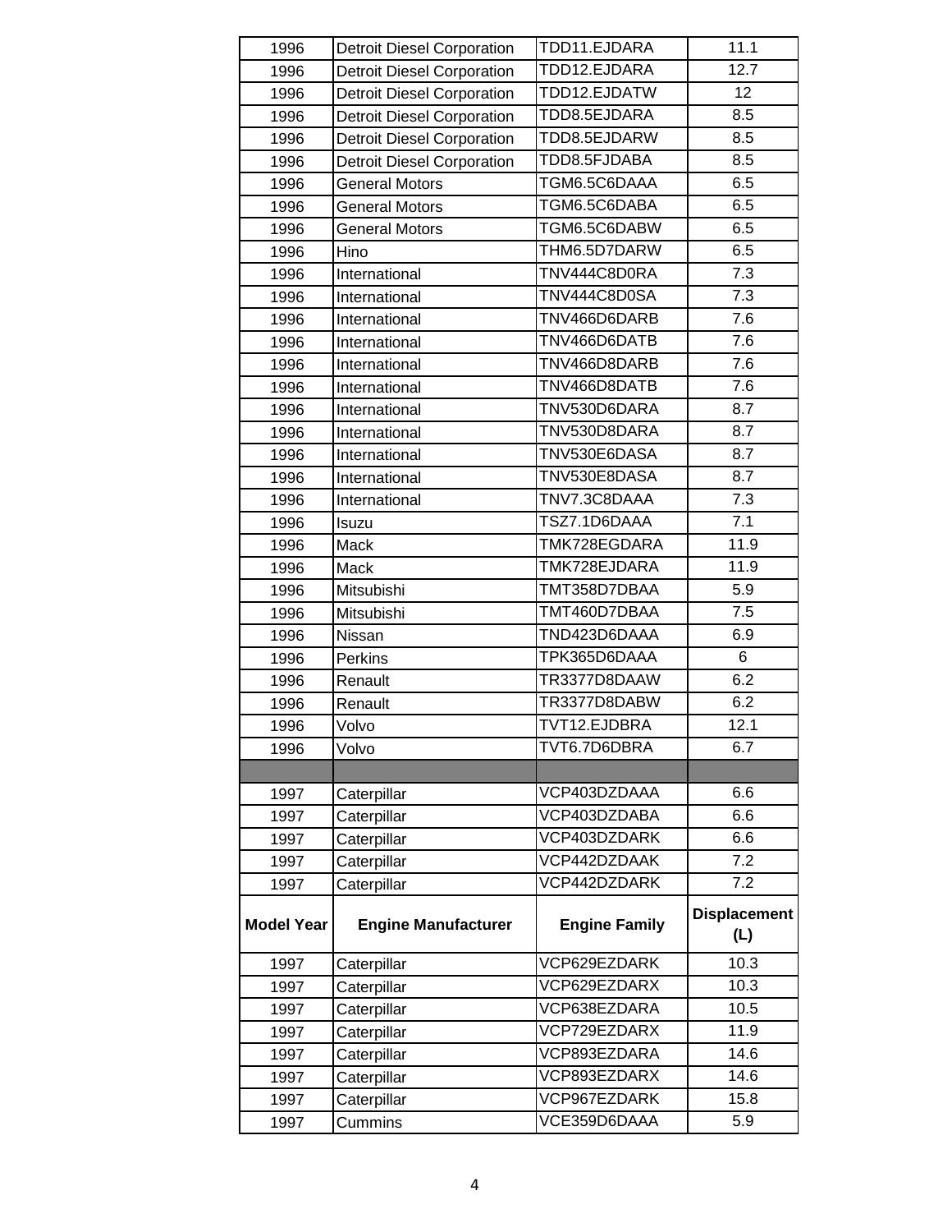| Model Year | Engine Manufacturer | Engine Family | Displacement (L) |
| --- | --- | --- | --- |
| 1996 | Detroit Diesel Corporation | TDD11.EJDARA | 11.1 |
| 1996 | Detroit Diesel Corporation | TDD12.EJDARA | 12.7 |
| 1996 | Detroit Diesel Corporation | TDD12.EJDATW | 12 |
| 1996 | Detroit Diesel Corporation | TDD8.5EJDARA | 8.5 |
| 1996 | Detroit Diesel Corporation | TDD8.5EJDARW | 8.5 |
| 1996 | Detroit Diesel Corporation | TDD8.5FJDABA | 8.5 |
| 1996 | General Motors | TGM6.5C6DAAA | 6.5 |
| 1996 | General Motors | TGM6.5C6DABA | 6.5 |
| 1996 | General Motors | TGM6.5C6DABW | 6.5 |
| 1996 | Hino | THM6.5D7DARW | 6.5 |
| 1996 | International | TNV444C8D0RA | 7.3 |
| 1996 | International | TNV444C8D0SA | 7.3 |
| 1996 | International | TNV466D6DARB | 7.6 |
| 1996 | International | TNV466D6DATB | 7.6 |
| 1996 | International | TNV466D8DARB | 7.6 |
| 1996 | International | TNV466D8DATB | 7.6 |
| 1996 | International | TNV530D6DARA | 8.7 |
| 1996 | International | TNV530D8DARA | 8.7 |
| 1996 | International | TNV530E6DASA | 8.7 |
| 1996 | International | TNV530E8DASA | 8.7 |
| 1996 | International | TNV7.3C8DAAA | 7.3 |
| 1996 | Isuzu | TSZ7.1D6DAAA | 7.1 |
| 1996 | Mack | TMK728EGDARA | 11.9 |
| 1996 | Mack | TMK728EJDARA | 11.9 |
| 1996 | Mitsubishi | TMT358D7DBAA | 5.9 |
| 1996 | Mitsubishi | TMT460D7DBAA | 7.5 |
| 1996 | Nissan | TND423D6DAAA | 6.9 |
| 1996 | Perkins | TPK365D6DAAA | 6 |
| 1996 | Renault | TR3377D8DAAW | 6.2 |
| 1996 | Renault | TR3377D8DABW | 6.2 |
| 1996 | Volvo | TVT12.EJDBRA | 12.1 |
| 1996 | Volvo | TVT6.7D6DBRA | 6.7 |
| | | | |
| 1997 | Caterpillar | VCP403DZDAAA | 6.6 |
| 1997 | Caterpillar | VCP403DZDABA | 6.6 |
| 1997 | Caterpillar | VCP403DZDARK | 6.6 |
| 1997 | Caterpillar | VCP442DZDAAK | 7.2 |
| 1997 | Caterpillar | VCP442DZDARK | 7.2 |
| 1997 | Caterpillar | VCP629EZDARK | 10.3 |
| 1997 | Caterpillar | VCP629EZDARX | 10.3 |
| 1997 | Caterpillar | VCP638EZDARA | 10.5 |
| 1997 | Caterpillar | VCP729EZDARX | 11.9 |
| 1997 | Caterpillar | VCP893EZDARA | 14.6 |
| 1997 | Caterpillar | VCP893EZDARX | 14.6 |
| 1997 | Caterpillar | VCP967EZDARK | 15.8 |
| 1997 | Cummins | VCE359D6DAAA | 5.9 |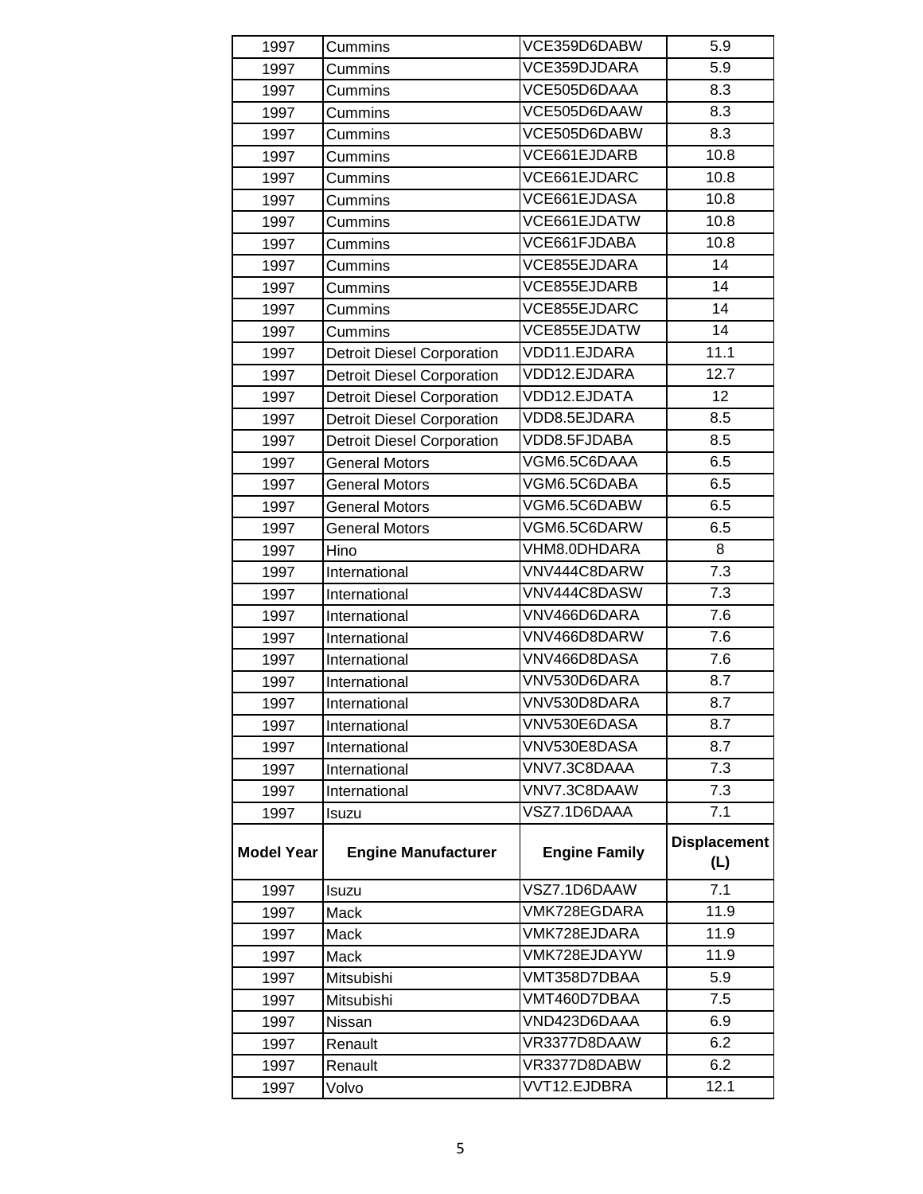| Model Year | Engine Manufacturer | Engine Family | Displacement (L) |
|---|---|---|---|
| 1997 | Cummins | VCE359D6DABW | 5.9 |
| 1997 | Cummins | VCE359DJDARA | 5.9 |
| 1997 | Cummins | VCE505D6DAAA | 8.3 |
| 1997 | Cummins | VCE505D6DAAW | 8.3 |
| 1997 | Cummins | VCE505D6DABW | 8.3 |
| 1997 | Cummins | VCE661EJDARB | 10.8 |
| 1997 | Cummins | VCE661EJDARC | 10.8 |
| 1997 | Cummins | VCE661EJDASA | 10.8 |
| 1997 | Cummins | VCE661EJDATW | 10.8 |
| 1997 | Cummins | VCE661FJDABA | 10.8 |
| 1997 | Cummins | VCE855EJDARA | 14 |
| 1997 | Cummins | VCE855EJDARB | 14 |
| 1997 | Cummins | VCE855EJDARC | 14 |
| 1997 | Cummins | VCE855EJDATW | 14 |
| 1997 | Detroit Diesel Corporation | VDD11.EJDARA | 11.1 |
| 1997 | Detroit Diesel Corporation | VDD12.EJDARA | 12.7 |
| 1997 | Detroit Diesel Corporation | VDD12.EJDATA | 12 |
| 1997 | Detroit Diesel Corporation | VDD8.5EJDARA | 8.5 |
| 1997 | Detroit Diesel Corporation | VDD8.5FJDABA | 8.5 |
| 1997 | General Motors | VGM6.5C6DAAA | 6.5 |
| 1997 | General Motors | VGM6.5C6DABA | 6.5 |
| 1997 | General Motors | VGM6.5C6DABW | 6.5 |
| 1997 | General Motors | VGM6.5C6DARW | 6.5 |
| 1997 | Hino | VHM8.0DHDARA | 8 |
| 1997 | International | VNV444C8DARW | 7.3 |
| 1997 | International | VNV444C8DASW | 7.3 |
| 1997 | International | VNV466D6DARA | 7.6 |
| 1997 | International | VNV466D8DARW | 7.6 |
| 1997 | International | VNV466D8DASA | 7.6 |
| 1997 | International | VNV530D6DARA | 8.7 |
| 1997 | International | VNV530D8DARA | 8.7 |
| 1997 | International | VNV530E6DASA | 8.7 |
| 1997 | International | VNV530E8DASA | 8.7 |
| 1997 | International | VNV7.3C8DAAA | 7.3 |
| 1997 | International | VNV7.3C8DAAW | 7.3 |
| 1997 | Isuzu | VSZ7.1D6DAAA | 7.1 |
| 1997 | Isuzu | VSZ7.1D6DAAW | 7.1 |
| 1997 | Mack | VMK728EGDARA | 11.9 |
| 1997 | Mack | VMK728EJDARA | 11.9 |
| 1997 | Mack | VMK728EJDAYW | 11.9 |
| 1997 | Mitsubishi | VMT358D7DBAA | 5.9 |
| 1997 | Mitsubishi | VMT460D7DBAA | 7.5 |
| 1997 | Nissan | VND423D6DAAA | 6.9 |
| 1997 | Renault | VR3377D8DAAW | 6.2 |
| 1997 | Renault | VR3377D8DABW | 6.2 |
| 1997 | Volvo | VVT12.EJDBRA | 12.1 |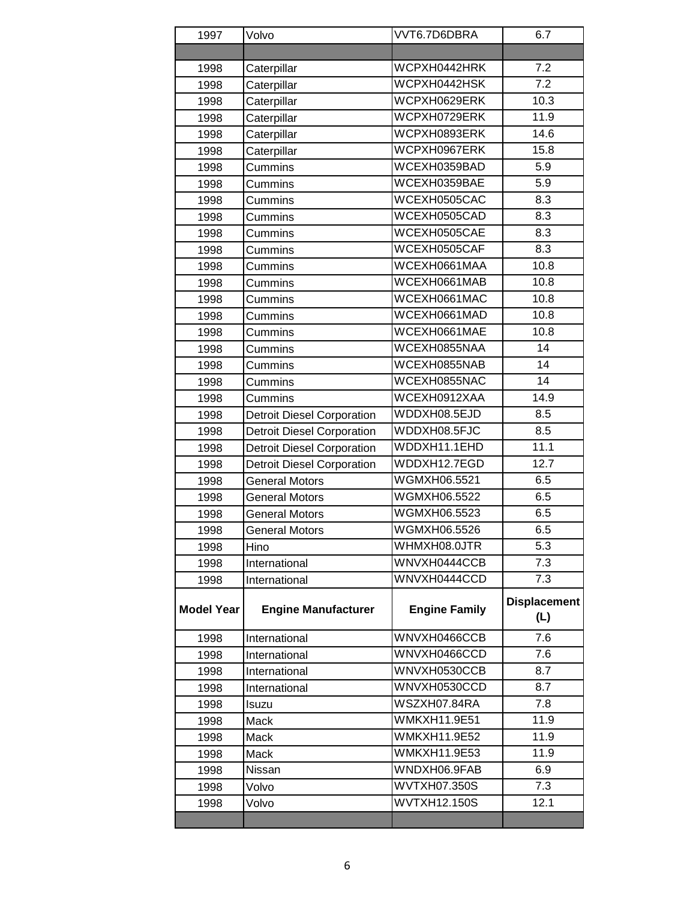| Model Year | Engine Manufacturer | Engine Family | Displacement (L) |
|---|---|---|---|
| 1997 | Volvo | VVT6.7D6DBRA | 6.7 |
| | | | |
| 1998 | Caterpillar | WCPXH0442HRK | 7.2 |
| 1998 | Caterpillar | WCPXH0442HSK | 7.2 |
| 1998 | Caterpillar | WCPXH0629ERK | 10.3 |
| 1998 | Caterpillar | WCPXH0729ERK | 11.9 |
| 1998 | Caterpillar | WCPXH0893ERK | 14.6 |
| 1998 | Caterpillar | WCPXH0967ERK | 15.8 |
| 1998 | Cummins | WCEXH0359BAD | 5.9 |
| 1998 | Cummins | WCEXH0359BAE | 5.9 |
| 1998 | Cummins | WCEXH0505CAC | 8.3 |
| 1998 | Cummins | WCEXH0505CAD | 8.3 |
| 1998 | Cummins | WCEXH0505CAE | 8.3 |
| 1998 | Cummins | WCEXH0505CAF | 8.3 |
| 1998 | Cummins | WCEXH0661MAA | 10.8 |
| 1998 | Cummins | WCEXH0661MAB | 10.8 |
| 1998 | Cummins | WCEXH0661MAC | 10.8 |
| 1998 | Cummins | WCEXH0661MAD | 10.8 |
| 1998 | Cummins | WCEXH0661MAE | 10.8 |
| 1998 | Cummins | WCEXH0855NAA | 14 |
| 1998 | Cummins | WCEXH0855NAB | 14 |
| 1998 | Cummins | WCEXH0855NAC | 14 |
| 1998 | Cummins | WCEXH0912XAA | 14.9 |
| 1998 | Detroit Diesel Corporation | WDDXH08.5EJD | 8.5 |
| 1998 | Detroit Diesel Corporation | WDDXH08.5FJC | 8.5 |
| 1998 | Detroit Diesel Corporation | WDDXH11.1EHD | 11.1 |
| 1998 | Detroit Diesel Corporation | WDDXH12.7EGD | 12.7 |
| 1998 | General Motors | WGMXH06.5521 | 6.5 |
| 1998 | General Motors | WGMXH06.5522 | 6.5 |
| 1998 | General Motors | WGMXH06.5523 | 6.5 |
| 1998 | General Motors | WGMXH06.5526 | 6.5 |
| 1998 | Hino | WHMXH08.0JTR | 5.3 |
| 1998 | International | WNVXH0444CCB | 7.3 |
| 1998 | International | WNVXH0444CCD | 7.3 |
| 1998 | International | WNVXH0466CCB | 7.6 |
| 1998 | International | WNVXH0466CCD | 7.6 |
| 1998 | International | WNVXH0530CCB | 8.7 |
| 1998 | International | WNVXH0530CCD | 8.7 |
| 1998 | Isuzu | WSZXH07.84RA | 7.8 |
| 1998 | Mack | WMKXH11.9E51 | 11.9 |
| 1998 | Mack | WMKXH11.9E52 | 11.9 |
| 1998 | Mack | WMKXH11.9E53 | 11.9 |
| 1998 | Nissan | WNDXH06.9FAB | 6.9 |
| 1998 | Volvo | WVTXH07.350S | 7.3 |
| 1998 | Volvo | WVTXH12.150S | 12.1 |
| | | | |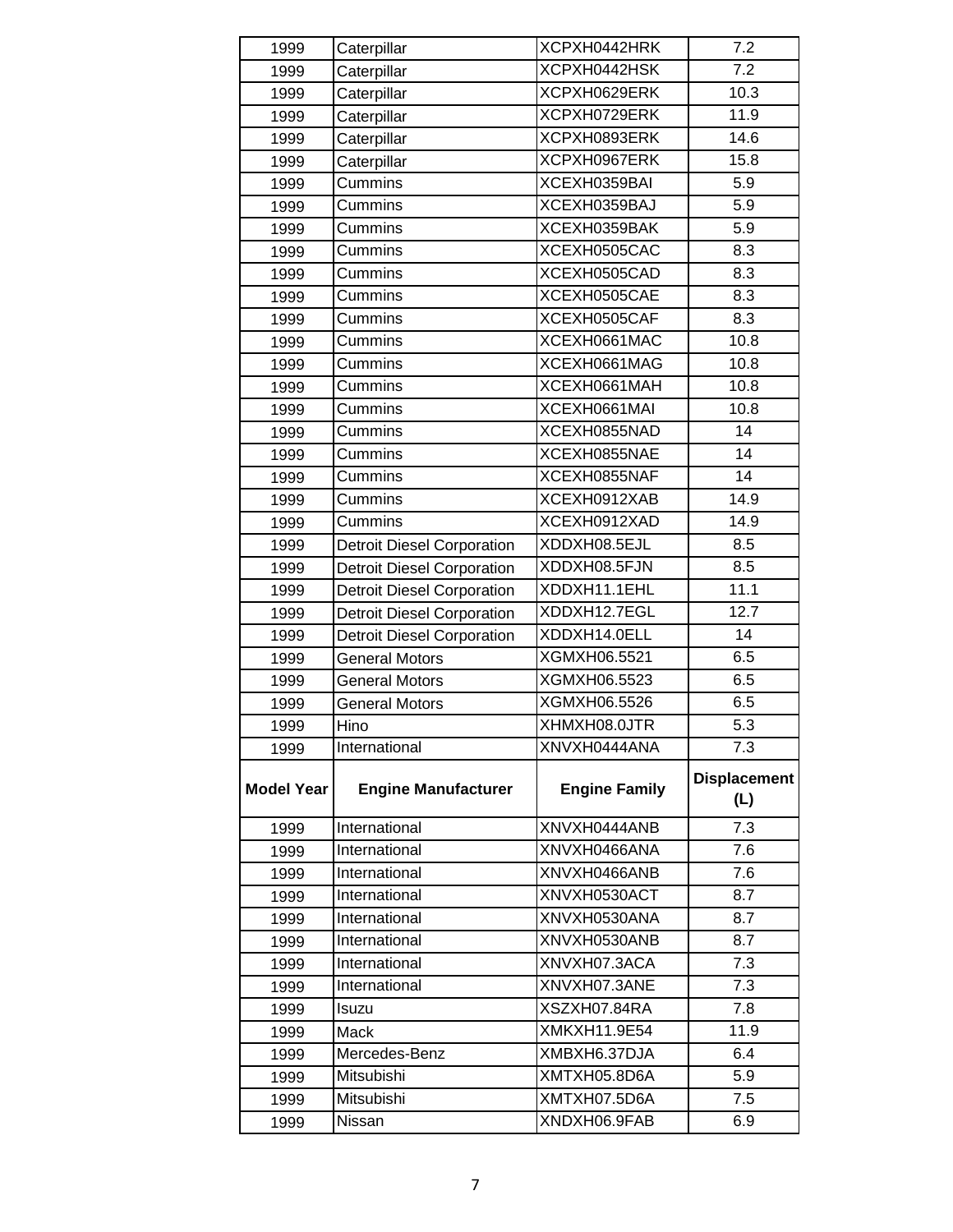| Model Year | Engine Manufacturer | Engine Family | Displacement (L) |
|---|---|---|---|
| 1999 | Caterpillar | XCPXH0442HRK | 7.2 |
| 1999 | Caterpillar | XCPXH0442HSK | 7.2 |
| 1999 | Caterpillar | XCPXH0629ERK | 10.3 |
| 1999 | Caterpillar | XCPXH0729ERK | 11.9 |
| 1999 | Caterpillar | XCPXH0893ERK | 14.6 |
| 1999 | Caterpillar | XCPXH0967ERK | 15.8 |
| 1999 | Cummins | XCEXH0359BAI | 5.9 |
| 1999 | Cummins | XCEXH0359BAJ | 5.9 |
| 1999 | Cummins | XCEXH0359BAK | 5.9 |
| 1999 | Cummins | XCEXH0505CAC | 8.3 |
| 1999 | Cummins | XCEXH0505CAD | 8.3 |
| 1999 | Cummins | XCEXH0505CAE | 8.3 |
| 1999 | Cummins | XCEXH0505CAF | 8.3 |
| 1999 | Cummins | XCEXH0661MAC | 10.8 |
| 1999 | Cummins | XCEXH0661MAG | 10.8 |
| 1999 | Cummins | XCEXH0661MAH | 10.8 |
| 1999 | Cummins | XCEXH0661MAI | 10.8 |
| 1999 | Cummins | XCEXH0855NAD | 14 |
| 1999 | Cummins | XCEXH0855NAE | 14 |
| 1999 | Cummins | XCEXH0855NAF | 14 |
| 1999 | Cummins | XCEXH0912XAB | 14.9 |
| 1999 | Cummins | XCEXH0912XAD | 14.9 |
| 1999 | Detroit Diesel Corporation | XDDXH08.5EJL | 8.5 |
| 1999 | Detroit Diesel Corporation | XDDXH08.5FJN | 8.5 |
| 1999 | Detroit Diesel Corporation | XDDXH11.1EHL | 11.1 |
| 1999 | Detroit Diesel Corporation | XDDXH12.7EGL | 12.7 |
| 1999 | Detroit Diesel Corporation | XDDXH14.0ELL | 14 |
| 1999 | General Motors | XGMXH06.5521 | 6.5 |
| 1999 | General Motors | XGMXH06.5523 | 6.5 |
| 1999 | General Motors | XGMXH06.5526 | 6.5 |
| 1999 | Hino | XHMXH08.0JTR | 5.3 |
| 1999 | International | XNVXH0444ANA | 7.3 |
| 1999 | International | XNVXH0444ANB | 7.3 |
| 1999 | International | XNVXH0466ANA | 7.6 |
| 1999 | International | XNVXH0466ANB | 7.6 |
| 1999 | International | XNVXH0530ACT | 8.7 |
| 1999 | International | XNVXH0530ANA | 8.7 |
| 1999 | International | XNVXH0530ANB | 8.7 |
| 1999 | International | XNVXH07.3ACA | 7.3 |
| 1999 | International | XNVXH07.3ANE | 7.3 |
| 1999 | Isuzu | XSZXH07.84RA | 7.8 |
| 1999 | Mack | XMKXH11.9E54 | 11.9 |
| 1999 | Mercedes-Benz | XMBXH6.37DJA | 6.4 |
| 1999 | Mitsubishi | XMTXH05.8D6A | 5.9 |
| 1999 | Mitsubishi | XMTXH07.5D6A | 7.5 |
| 1999 | Nissan | XNDXH06.9FAB | 6.9 |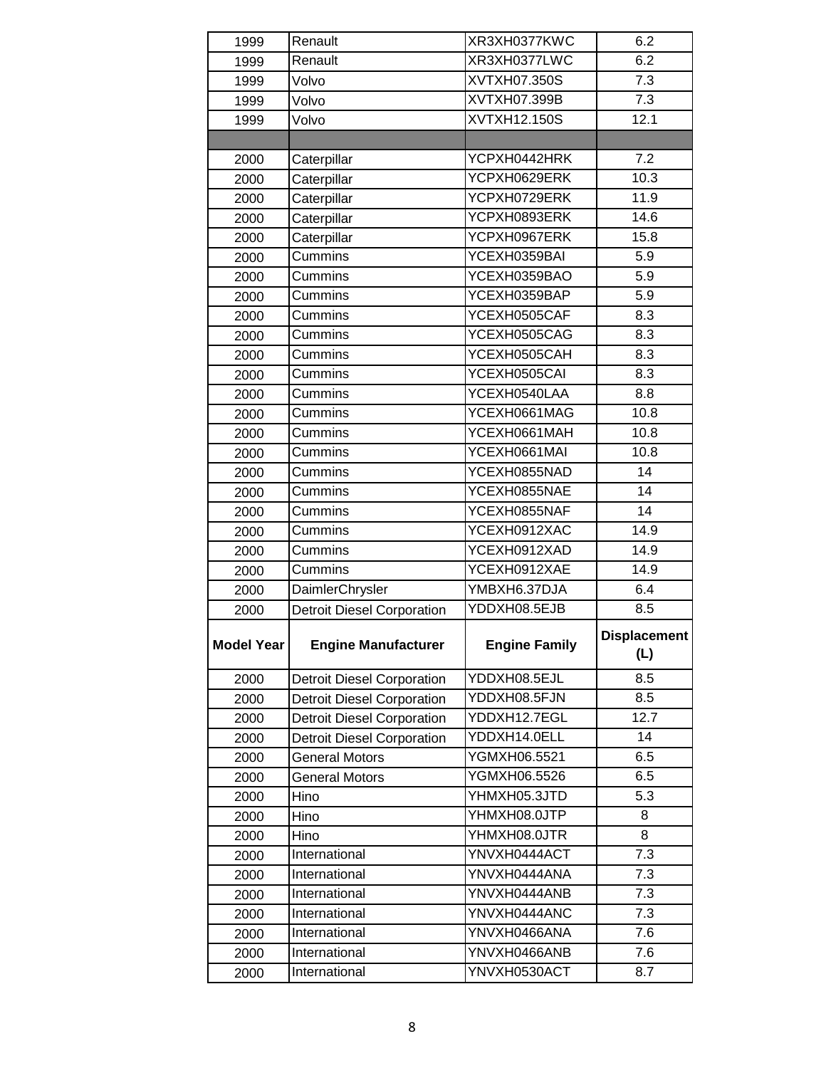| Model Year | Engine Manufacturer | Engine Family | Displacement (L) |
|---|---|---|---|
| 1999 | Renault | XR3XH0377KWC | 6.2 |
| 1999 | Renault | XR3XH0377LWC | 6.2 |
| 1999 | Volvo | XVTXH07.350S | 7.3 |
| 1999 | Volvo | XVTXH07.399B | 7.3 |
| 1999 | Volvo | XVTXH12.150S | 12.1 |
| | | | |
| 2000 | Caterpillar | YCPXH0442HRK | 7.2 |
| 2000 | Caterpillar | YCPXH0629ERK | 10.3 |
| 2000 | Caterpillar | YCPXH0729ERK | 11.9 |
| 2000 | Caterpillar | YCPXH0893ERK | 14.6 |
| 2000 | Caterpillar | YCPXH0967ERK | 15.8 |
| 2000 | Cummins | YCEXH0359BAI | 5.9 |
| 2000 | Cummins | YCEXH0359BAO | 5.9 |
| 2000 | Cummins | YCEXH0359BAP | 5.9 |
| 2000 | Cummins | YCEXH0505CAF | 8.3 |
| 2000 | Cummins | YCEXH0505CAG | 8.3 |
| 2000 | Cummins | YCEXH0505CAH | 8.3 |
| 2000 | Cummins | YCEXH0505CAI | 8.3 |
| 2000 | Cummins | YCEXH0540LAA | 8.8 |
| 2000 | Cummins | YCEXH0661MAG | 10.8 |
| 2000 | Cummins | YCEXH0661MAH | 10.8 |
| 2000 | Cummins | YCEXH0661MAI | 10.8 |
| 2000 | Cummins | YCEXH0855NAD | 14 |
| 2000 | Cummins | YCEXH0855NAE | 14 |
| 2000 | Cummins | YCEXH0855NAF | 14 |
| 2000 | Cummins | YCEXH0912XAC | 14.9 |
| 2000 | Cummins | YCEXH0912XAD | 14.9 |
| 2000 | Cummins | YCEXH0912XAE | 14.9 |
| 2000 | DaimlerChrysler | YMBXH6.37DJA | 6.4 |
| 2000 | Detroit Diesel Corporation | YDDXH08.5EJB | 8.5 |
| 2000 | Detroit Diesel Corporation | YDDXH08.5EJL | 8.5 |
| 2000 | Detroit Diesel Corporation | YDDXH08.5FJN | 8.5 |
| 2000 | Detroit Diesel Corporation | YDDXH12.7EGL | 12.7 |
| 2000 | Detroit Diesel Corporation | YDDXH14.0ELL | 14 |
| 2000 | General Motors | YGMXH06.5521 | 6.5 |
| 2000 | General Motors | YGMXH06.5526 | 6.5 |
| 2000 | Hino | YHMXH05.3JTD | 5.3 |
| 2000 | Hino | YHMXH08.0JTP | 8 |
| 2000 | Hino | YHMXH08.0JTR | 8 |
| 2000 | International | YNVXH0444ACT | 7.3 |
| 2000 | International | YNVXH0444ANA | 7.3 |
| 2000 | International | YNVXH0444ANB | 7.3 |
| 2000 | International | YNVXH0444ANC | 7.3 |
| 2000 | International | YNVXH0466ANA | 7.6 |
| 2000 | International | YNVXH0466ANB | 7.6 |
| 2000 | International | YNVXH0530ACT | 8.7 |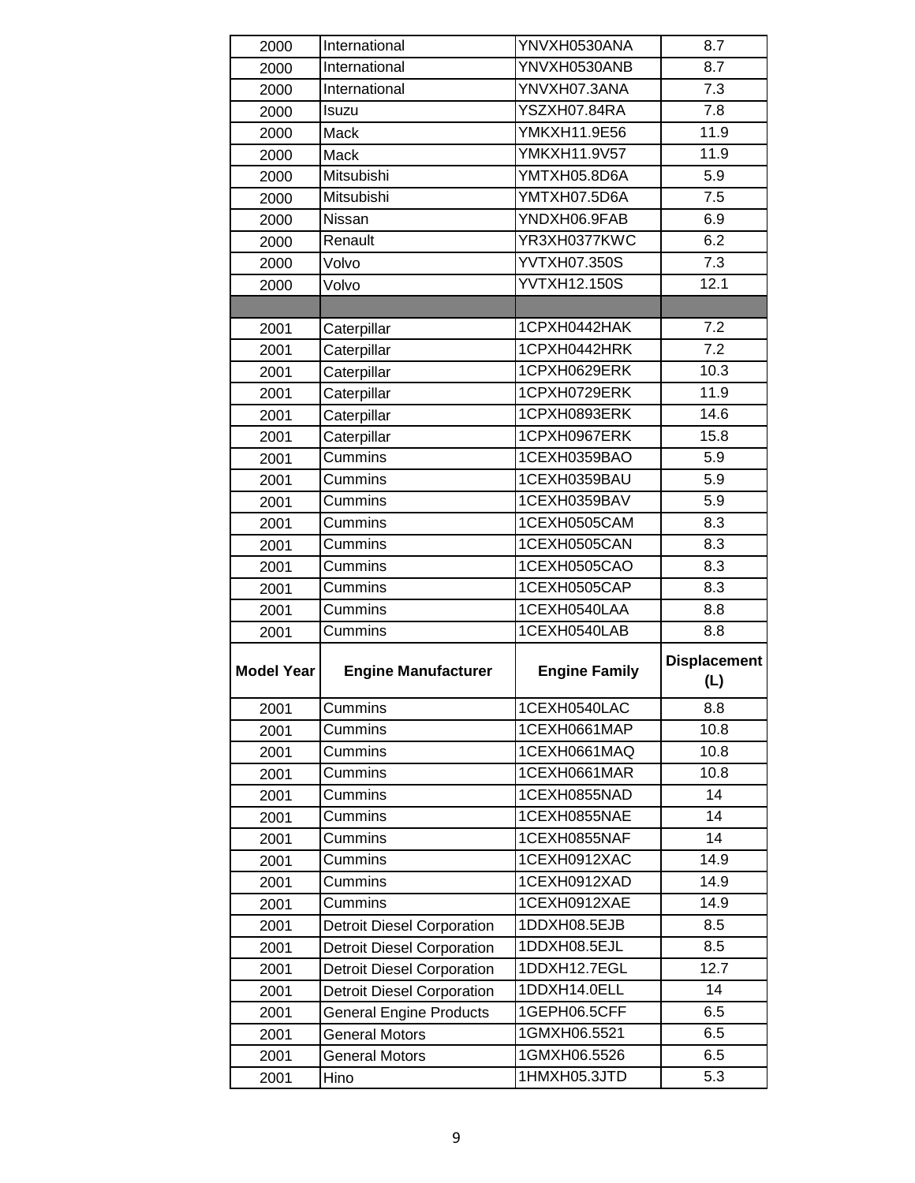| Model Year | Engine Manufacturer | Engine Family | Displacement (L) |
|---|---|---|---|
| 2000 | International | YNVXH0530ANA | 8.7 |
| 2000 | International | YNVXH0530ANB | 8.7 |
| 2000 | International | YNVXH07.3ANA | 7.3 |
| 2000 | Isuzu | YSZXH07.84RA | 7.8 |
| 2000 | Mack | YMKXH11.9E56 | 11.9 |
| 2000 | Mack | YMKXH11.9V57 | 11.9 |
| 2000 | Mitsubishi | YMTXH05.8D6A | 5.9 |
| 2000 | Mitsubishi | YMTXH07.5D6A | 7.5 |
| 2000 | Nissan | YNDXH06.9FAB | 6.9 |
| 2000 | Renault | YR3XH0377KWC | 6.2 |
| 2000 | Volvo | YVTXH07.350S | 7.3 |
| 2000 | Volvo | YVTXH12.150S | 12.1 |
| | | | |
| 2001 | Caterpillar | 1CPXH0442HAK | 7.2 |
| 2001 | Caterpillar | 1CPXH0442HRK | 7.2 |
| 2001 | Caterpillar | 1CPXH0629ERK | 10.3 |
| 2001 | Caterpillar | 1CPXH0729ERK | 11.9 |
| 2001 | Caterpillar | 1CPXH0893ERK | 14.6 |
| 2001 | Caterpillar | 1CPXH0967ERK | 15.8 |
| 2001 | Cummins | 1CEXH0359BAO | 5.9 |
| 2001 | Cummins | 1CEXH0359BAU | 5.9 |
| 2001 | Cummins | 1CEXH0359BAV | 5.9 |
| 2001 | Cummins | 1CEXH0505CAM | 8.3 |
| 2001 | Cummins | 1CEXH0505CAN | 8.3 |
| 2001 | Cummins | 1CEXH0505CAO | 8.3 |
| 2001 | Cummins | 1CEXH0505CAP | 8.3 |
| 2001 | Cummins | 1CEXH0540LAA | 8.8 |
| 2001 | Cummins | 1CEXH0540LAB | 8.8 |
| 2001 | Cummins | 1CEXH0540LAC | 8.8 |
| 2001 | Cummins | 1CEXH0661MAP | 10.8 |
| 2001 | Cummins | 1CEXH0661MAQ | 10.8 |
| 2001 | Cummins | 1CEXH0661MAR | 10.8 |
| 2001 | Cummins | 1CEXH0855NAD | 14 |
| 2001 | Cummins | 1CEXH0855NAE | 14 |
| 2001 | Cummins | 1CEXH0855NAF | 14 |
| 2001 | Cummins | 1CEXH0912XAC | 14.9 |
| 2001 | Cummins | 1CEXH0912XAD | 14.9 |
| 2001 | Cummins | 1CEXH0912XAE | 14.9 |
| 2001 | Detroit Diesel Corporation | 1DDXH08.5EJB | 8.5 |
| 2001 | Detroit Diesel Corporation | 1DDXH08.5EJL | 8.5 |
| 2001 | Detroit Diesel Corporation | 1DDXH12.7EGL | 12.7 |
| 2001 | Detroit Diesel Corporation | 1DDXH14.0ELL | 14 |
| 2001 | General Engine Products | 1GEPH06.5CFF | 6.5 |
| 2001 | General Motors | 1GMXH06.5521 | 6.5 |
| 2001 | General Motors | 1GMXH06.5526 | 6.5 |
| 2001 | Hino | 1HMXH05.3JTD | 5.3 |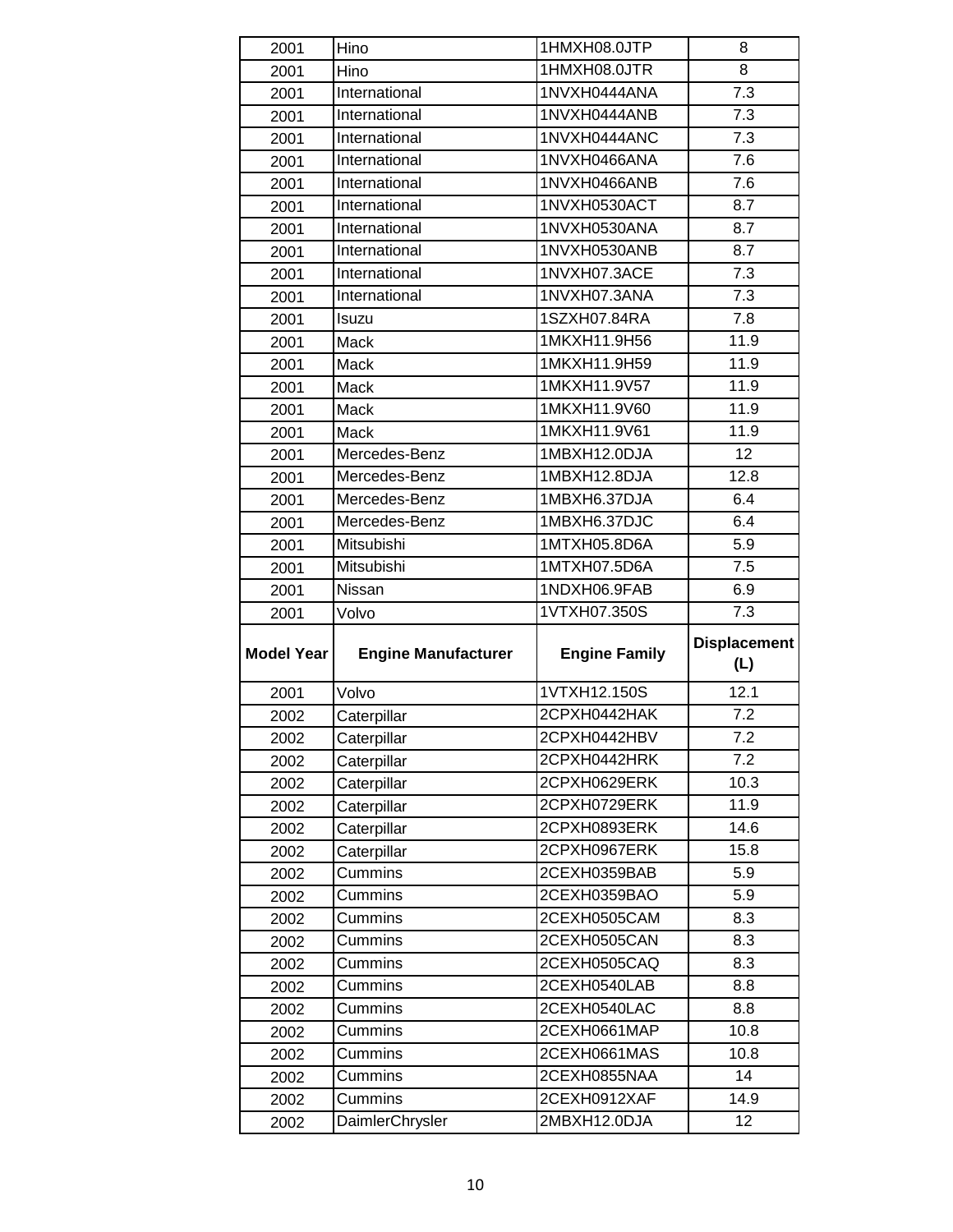| Model Year | Engine Manufacturer | Engine Family | Displacement (L) |
|---|---|---|---|
| 2001 | Hino | 1HMXH08.0JTP | 8 |
| 2001 | Hino | 1HMXH08.0JTR | 8 |
| 2001 | International | 1NVXH0444ANA | 7.3 |
| 2001 | International | 1NVXH0444ANB | 7.3 |
| 2001 | International | 1NVXH0444ANC | 7.3 |
| 2001 | International | 1NVXH0466ANA | 7.6 |
| 2001 | International | 1NVXH0466ANB | 7.6 |
| 2001 | International | 1NVXH0530ACT | 8.7 |
| 2001 | International | 1NVXH0530ANA | 8.7 |
| 2001 | International | 1NVXH0530ANB | 8.7 |
| 2001 | International | 1NVXH07.3ACE | 7.3 |
| 2001 | International | 1NVXH07.3ANA | 7.3 |
| 2001 | Isuzu | 1SZXH07.84RA | 7.8 |
| 2001 | Mack | 1MKXH11.9H56 | 11.9 |
| 2001 | Mack | 1MKXH11.9H59 | 11.9 |
| 2001 | Mack | 1MKXH11.9V57 | 11.9 |
| 2001 | Mack | 1MKXH11.9V60 | 11.9 |
| 2001 | Mack | 1MKXH11.9V61 | 11.9 |
| 2001 | Mercedes-Benz | 1MBXH12.0DJA | 12 |
| 2001 | Mercedes-Benz | 1MBXH12.8DJA | 12.8 |
| 2001 | Mercedes-Benz | 1MBXH6.37DJA | 6.4 |
| 2001 | Mercedes-Benz | 1MBXH6.37DJC | 6.4 |
| 2001 | Mitsubishi | 1MTXH05.8D6A | 5.9 |
| 2001 | Mitsubishi | 1MTXH07.5D6A | 7.5 |
| 2001 | Nissan | 1NDXH06.9FAB | 6.9 |
| 2001 | Volvo | 1VTXH07.350S | 7.3 |
| 2001 | Volvo | 1VTXH12.150S | 12.1 |
| 2002 | Caterpillar | 2CPXH0442HAK | 7.2 |
| 2002 | Caterpillar | 2CPXH0442HBV | 7.2 |
| 2002 | Caterpillar | 2CPXH0442HRK | 7.2 |
| 2002 | Caterpillar | 2CPXH0629ERK | 10.3 |
| 2002 | Caterpillar | 2CPXH0729ERK | 11.9 |
| 2002 | Caterpillar | 2CPXH0893ERK | 14.6 |
| 2002 | Caterpillar | 2CPXH0967ERK | 15.8 |
| 2002 | Cummins | 2CEXH0359BAB | 5.9 |
| 2002 | Cummins | 2CEXH0359BAO | 5.9 |
| 2002 | Cummins | 2CEXH0505CAM | 8.3 |
| 2002 | Cummins | 2CEXH0505CAN | 8.3 |
| 2002 | Cummins | 2CEXH0505CAQ | 8.3 |
| 2002 | Cummins | 2CEXH0540LAB | 8.8 |
| 2002 | Cummins | 2CEXH0540LAC | 8.8 |
| 2002 | Cummins | 2CEXH0661MAP | 10.8 |
| 2002 | Cummins | 2CEXH0661MAS | 10.8 |
| 2002 | Cummins | 2CEXH0855NAA | 14 |
| 2002 | Cummins | 2CEXH0912XAF | 14.9 |
| 2002 | DaimlerChrysler | 2MBXH12.0DJA | 12 |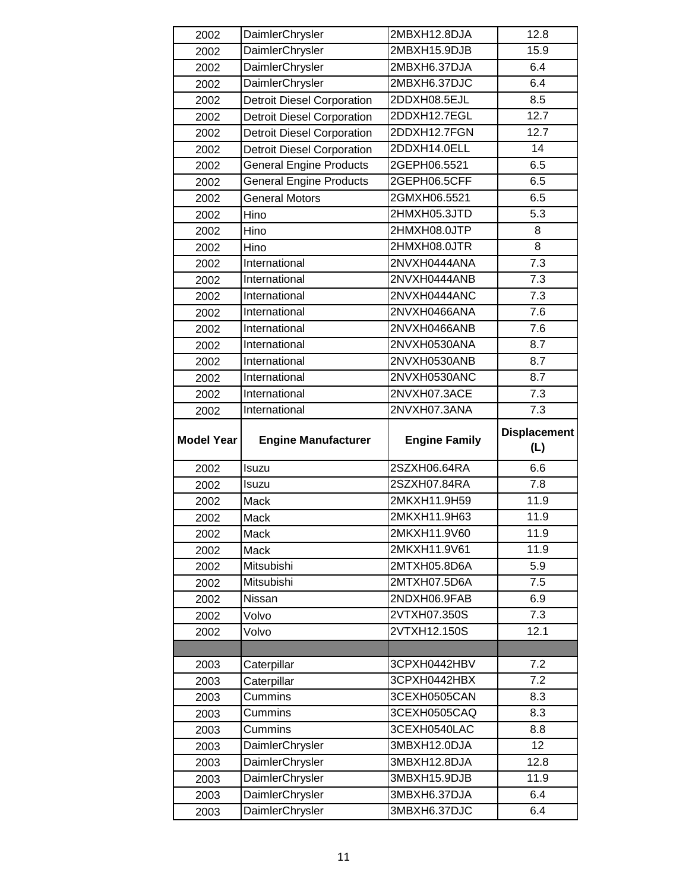| 2002 | DaimlerChrysler | 2MBXH12.8DJA | 12.8 |
|---|---|---|---|
| 2002 | DaimlerChrysler | 2MBXH15.9DJB | 15.9 |
| 2002 | DaimlerChrysler | 2MBXH6.37DJA | 6.4 |
| 2002 | DaimlerChrysler | 2MBXH6.37DJC | 6.4 |
| 2002 | Detroit Diesel Corporation | 2DDXH08.5EJL | 8.5 |
| 2002 | Detroit Diesel Corporation | 2DDXH12.7EGL | 12.7 |
| 2002 | Detroit Diesel Corporation | 2DDXH12.7FGN | 12.7 |
| 2002 | Detroit Diesel Corporation | 2DDXH14.0ELL | 14 |
| 2002 | General Engine Products | 2GEPH06.5521 | 6.5 |
| 2002 | General Engine Products | 2GEPH06.5CFF | 6.5 |
| 2002 | General Motors | 2GMXH06.5521 | 6.5 |
| 2002 | Hino | 2HMXH05.3JTD | 5.3 |
| 2002 | Hino | 2HMXH08.0JTP | 8 |
| 2002 | Hino | 2HMXH08.0JTR | 8 |
| 2002 | International | 2NVXH0444ANA | 7.3 |
| 2002 | International | 2NVXH0444ANB | 7.3 |
| 2002 | International | 2NVXH0444ANC | 7.3 |
| 2002 | International | 2NVXH0466ANA | 7.6 |
| 2002 | International | 2NVXH0466ANB | 7.6 |
| 2002 | International | 2NVXH0530ANA | 8.7 |
| 2002 | International | 2NVXH0530ANB | 8.7 |
| 2002 | International | 2NVXH0530ANC | 8.7 |
| 2002 | International | 2NVXH07.3ACE | 7.3 |
| 2002 | International | 2NVXH07.3ANA | 7.3 |
| **Model Year** | **Engine Manufacturer** | **Engine Family** | **Displacement (L)** |
| 2002 | Isuzu | 2SZXH06.64RA | 6.6 |
| 2002 | Isuzu | 2SZXH07.84RA | 7.8 |
| 2002 | Mack | 2MKXH11.9H59 | 11.9 |
| 2002 | Mack | 2MKXH11.9H63 | 11.9 |
| 2002 | Mack | 2MKXH11.9V60 | 11.9 |
| 2002 | Mack | 2MKXH11.9V61 | 11.9 |
| 2002 | Mitsubishi | 2MTXH05.8D6A | 5.9 |
| 2002 | Mitsubishi | 2MTXH07.5D6A | 7.5 |
| 2002 | Nissan | 2NDXH06.9FAB | 6.9 |
| 2002 | Volvo | 2VTXH07.350S | 7.3 |
| 2002 | Volvo | 2VTXH12.150S | 12.1 |
| | | | |
| 2003 | Caterpillar | 3CPXH0442HBV | 7.2 |
| 2003 | Caterpillar | 3CPXH0442HBX | 7.2 |
| 2003 | Cummins | 3CEXH0505CAN | 8.3 |
| 2003 | Cummins | 3CEXH0505CAQ | 8.3 |
| 2003 | Cummins | 3CEXH0540LAC | 8.8 |
| 2003 | DaimlerChrysler | 3MBXH12.0DJA | 12 |
| 2003 | DaimlerChrysler | 3MBXH12.8DJA | 12.8 |
| 2003 | DaimlerChrysler | 3MBXH15.9DJB | 11.9 |
| 2003 | DaimlerChrysler | 3MBXH6.37DJA | 6.4 |
| 2003 | DaimlerChrysler | 3MBXH6.37DJC | 6.4 |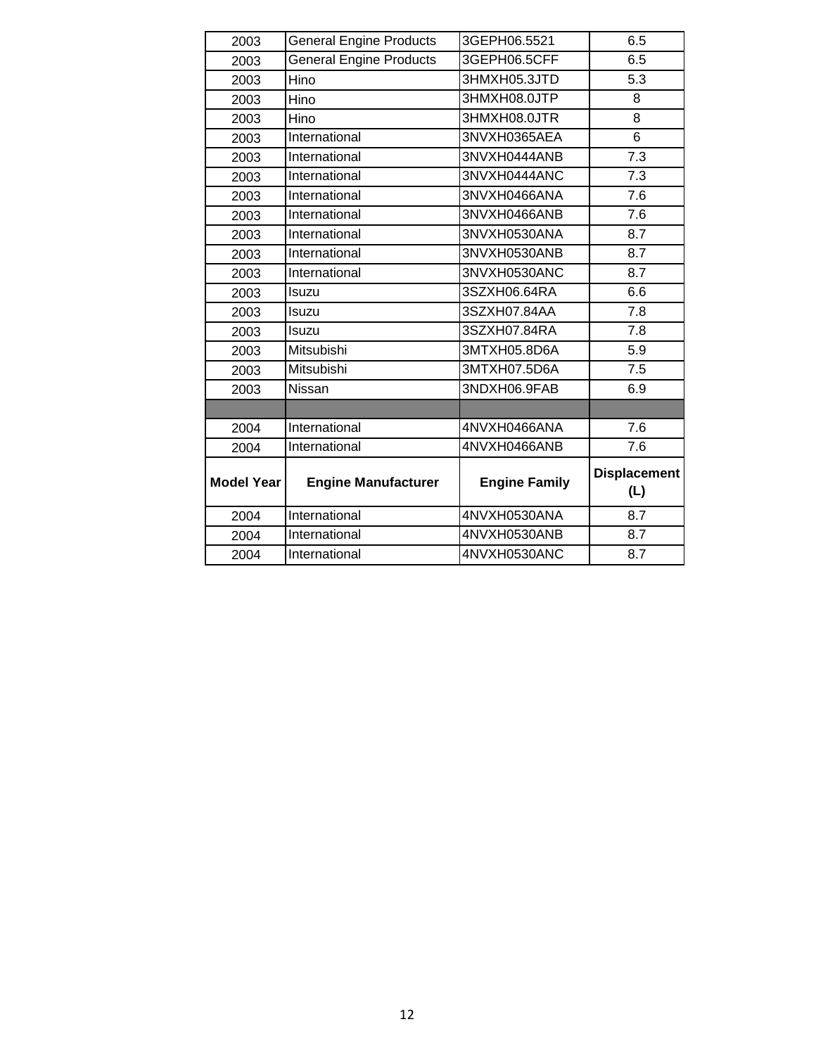| | | | |
|---|---|---|---|
| 2003 | General Engine Products | 3GEPH06.5521 | 6.5 |
| 2003 | General Engine Products | 3GEPH06.5CFF | 6.5 |
| 2003 | Hino | 3HMXH05.3JTD | 5.3 |
| 2003 | Hino | 3HMXH08.0JTP | 8 |
| 2003 | Hino | 3HMXH08.0JTR | 8 |
| 2003 | International | 3NVXH0365AEA | 6 |
| 2003 | International | 3NVXH0444ANB | 7.3 |
| 2003 | International | 3NVXH0444ANC | 7.3 |
| 2003 | International | 3NVXH0466ANA | 7.6 |
| 2003 | International | 3NVXH0466ANB | 7.6 |
| 2003 | International | 3NVXH0530ANA | 8.7 |
| 2003 | International | 3NVXH0530ANB | 8.7 |
| 2003 | International | 3NVXH0530ANC | 8.7 |
| 2003 | Isuzu | 3SZXH06.64RA | 6.6 |
| 2003 | Isuzu | 3SZXH07.84AA | 7.8 |
| 2003 | Isuzu | 3SZXH07.84RA | 7.8 |
| 2003 | Mitsubishi | 3MTXH05.8D6A | 5.9 |
| 2003 | Mitsubishi | 3MTXH07.5D6A | 7.5 |
| 2003 | Nissan | 3NDXH06.9FAB | 6.9 |
| | | | |
| 2004 | International | 4NVXH0466ANA | 7.6 |
| 2004 | International | 4NVXH0466ANB | 7.6 |
| **Model Year** | **Engine Manufacturer** | **Engine Family** | **Displacement (L)** |
| 2004 | International | 4NVXH0530ANA | 8.7 |
| 2004 | International | 4NVXH0530ANB | 8.7 |
| 2004 | International | 4NVXH0530ANC | 8.7 |